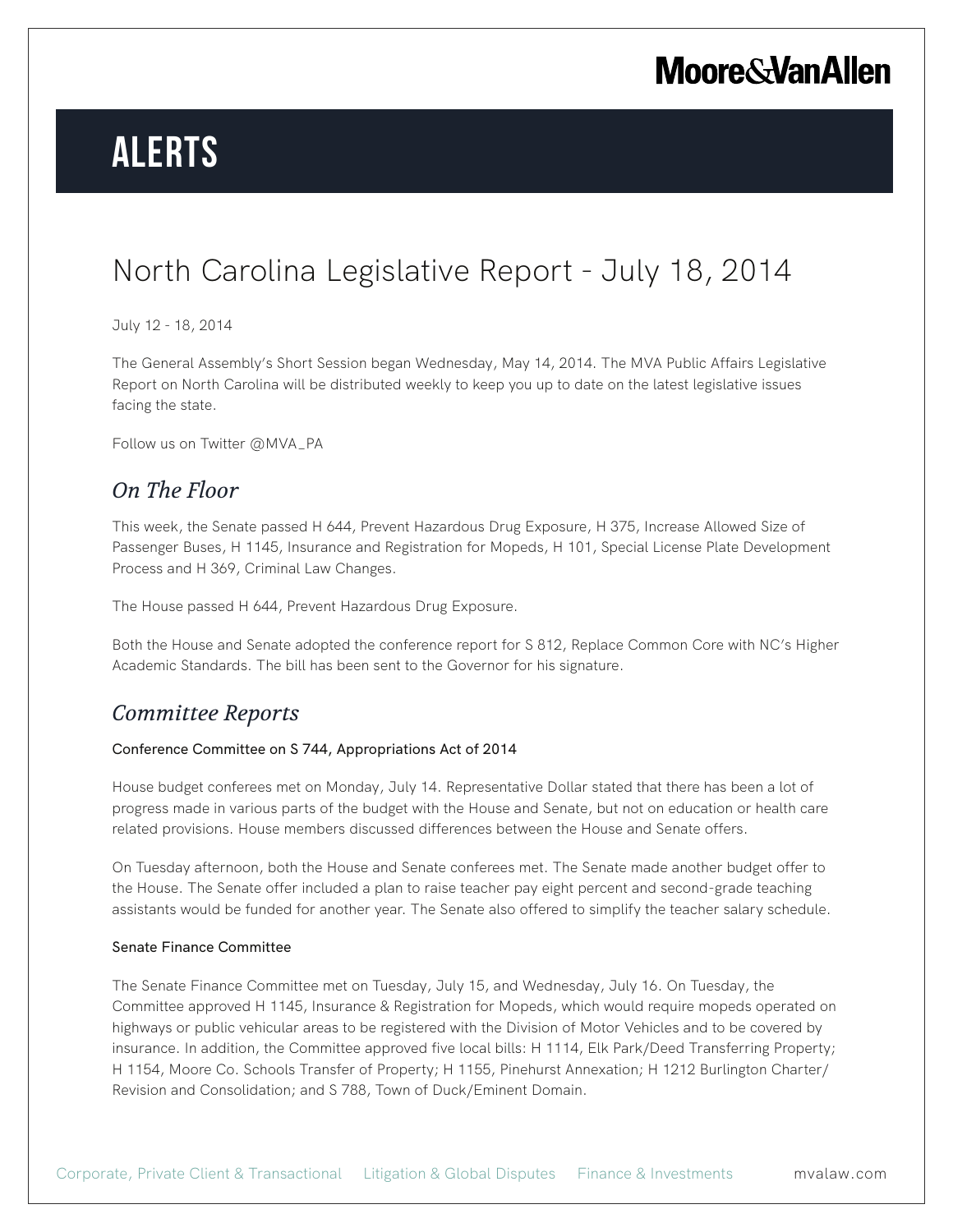# ALERTS

# North Carolina Legislative Report - July 18, 2014

July 12 - 18, 2014

The General Assembly's Short Session began Wednesday, May 14, 2014. The MVA Public Affairs Legislative Report on North Carolina will be distributed weekly to keep you up to date on the latest legislative issues facing the state.

Follow us on Twitter @MVA_PA

## *On The Floor*

This week, the Senate passed H 644, Prevent Hazardous Drug Exposure, H 375, Increase Allowed Size of Passenger Buses, H 1145, Insurance and Registration for Mopeds, H 101, Special License Plate Development Process and H 369, Criminal Law Changes.

The House passed H 644, Prevent Hazardous Drug Exposure.

Both the House and Senate adopted the conference report for S 812, Replace Common Core with NC's Higher Academic Standards. The bill has been sent to the Governor for his signature.

## *Committee Reports*

### Conference Committee on S 744, Appropriations Act of 2014

House budget conferees met on Monday, July 14. Representative Dollar stated that there has been a lot of progress made in various parts of the budget with the House and Senate, but not on education or health care related provisions. House members discussed differences between the House and Senate offers.

On Tuesday afternoon, both the House and Senate conferees met. The Senate made another budget offer to the House. The Senate offer included a plan to raise teacher pay eight percent and second-grade teaching assistants would be funded for another year. The Senate also offered to simplify the teacher salary schedule.

### Senate Finance Committee

The Senate Finance Committee met on Tuesday, July 15, and Wednesday, July 16. On Tuesday, the Committee approved H 1145, Insurance & Registration for Mopeds, which would require mopeds operated on highways or public vehicular areas to be registered with the Division of Motor Vehicles and to be covered by insurance. In addition, the Committee approved five local bills: H 1114, Elk Park/Deed Transferring Property; H 1154, Moore Co. Schools Transfer of Property; H 1155, Pinehurst Annexation; H 1212 Burlington Charter/ Revision and Consolidation; and S 788, Town of Duck/Eminent Domain.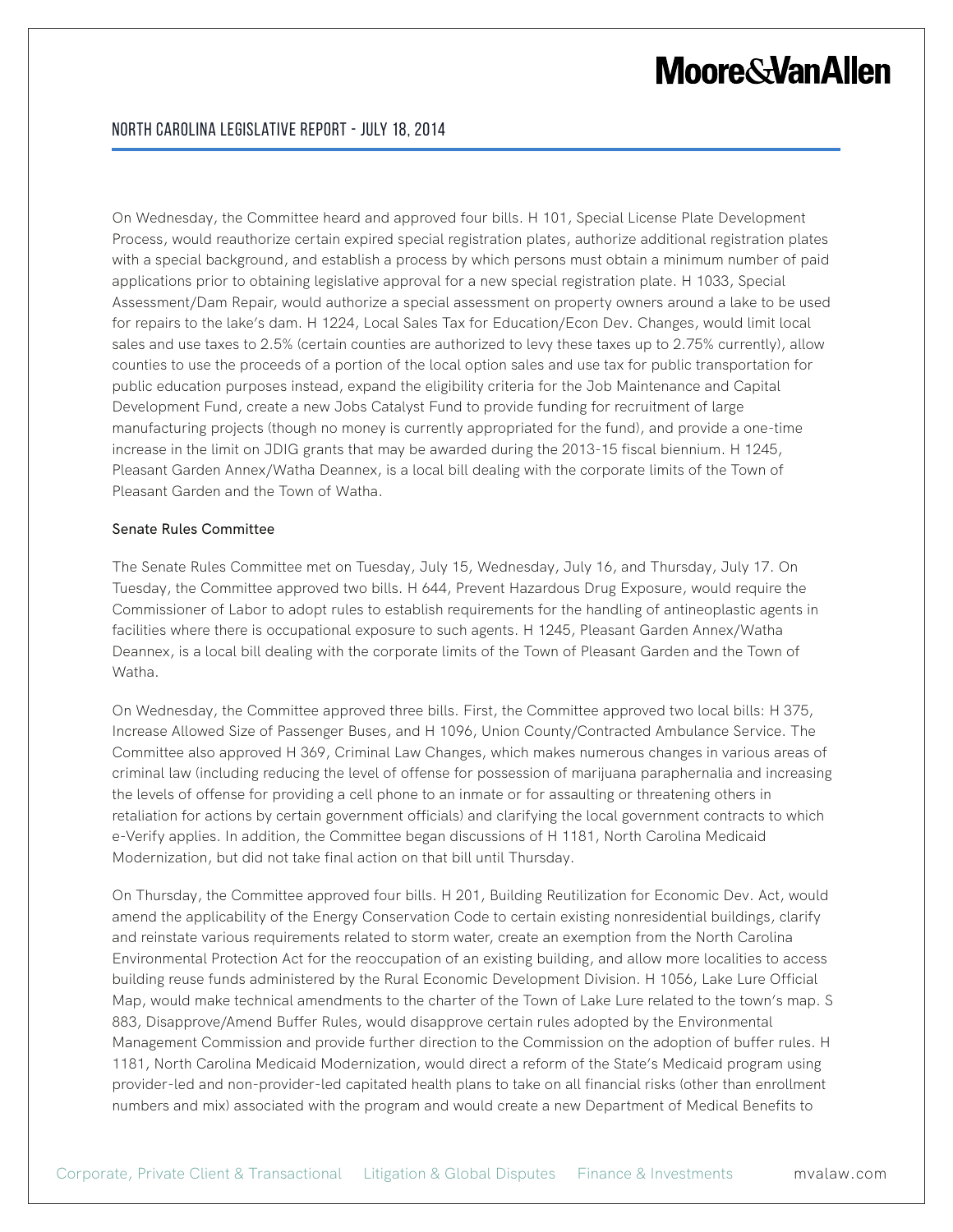On Wednesday, the Committee heard and approved four bills. H 101, Special License Plate Development Process, would reauthorize certain expired special registration plates, authorize additional registration plates with a special background, and establish a process by which persons must obtain a minimum number of paid applications prior to obtaining legislative approval for a new special registration plate. H 1033, Special Assessment/Dam Repair, would authorize a special assessment on property owners around a lake to be used for repairs to the lake's dam. H 1224, Local Sales Tax for Education/Econ Dev. Changes, would limit local sales and use taxes to 2.5% (certain counties are authorized to levy these taxes up to 2.75% currently), allow counties to use the proceeds of a portion of the local option sales and use tax for public transportation for public education purposes instead, expand the eligibility criteria for the Job Maintenance and Capital Development Fund, create a new Jobs Catalyst Fund to provide funding for recruitment of large manufacturing projects (though no money is currently appropriated for the fund), and provide a one-time increase in the limit on JDIG grants that may be awarded during the 2013-15 fiscal biennium. H 1245, Pleasant Garden Annex/Watha Deannex, is a local bill dealing with the corporate limits of the Town of Pleasant Garden and the Town of Watha.

#### Senate Rules Committee

The Senate Rules Committee met on Tuesday, July 15, Wednesday, July 16, and Thursday, July 17. On Tuesday, the Committee approved two bills. H 644, Prevent Hazardous Drug Exposure, would require the Commissioner of Labor to adopt rules to establish requirements for the handling of antineoplastic agents in facilities where there is occupational exposure to such agents. H 1245, Pleasant Garden Annex/Watha Deannex, is a local bill dealing with the corporate limits of the Town of Pleasant Garden and the Town of Watha.

On Wednesday, the Committee approved three bills. First, the Committee approved two local bills: H 375, Increase Allowed Size of Passenger Buses, and H 1096, Union County/Contracted Ambulance Service. The Committee also approved H 369, Criminal Law Changes, which makes numerous changes in various areas of criminal law (including reducing the level of offense for possession of marijuana paraphernalia and increasing the levels of offense for providing a cell phone to an inmate or for assaulting or threatening others in retaliation for actions by certain government officials) and clarifying the local government contracts to which e-Verify applies. In addition, the Committee began discussions of H 1181, North Carolina Medicaid Modernization, but did not take final action on that bill until Thursday.

On Thursday, the Committee approved four bills. H 201, Building Reutilization for Economic Dev. Act, would amend the applicability of the Energy Conservation Code to certain existing nonresidential buildings, clarify and reinstate various requirements related to storm water, create an exemption from the North Carolina Environmental Protection Act for the reoccupation of an existing building, and allow more localities to access building reuse funds administered by the Rural Economic Development Division. H 1056, Lake Lure Official Map, would make technical amendments to the charter of the Town of Lake Lure related to the town's map. S 883, Disapprove/Amend Buffer Rules, would disapprove certain rules adopted by the Environmental Management Commission and provide further direction to the Commission on the adoption of buffer rules. H 1181, North Carolina Medicaid Modernization, would direct a reform of the State's Medicaid program using provider-led and non-provider-led capitated health plans to take on all financial risks (other than enrollment numbers and mix) associated with the program and would create a new Department of Medical Benefits to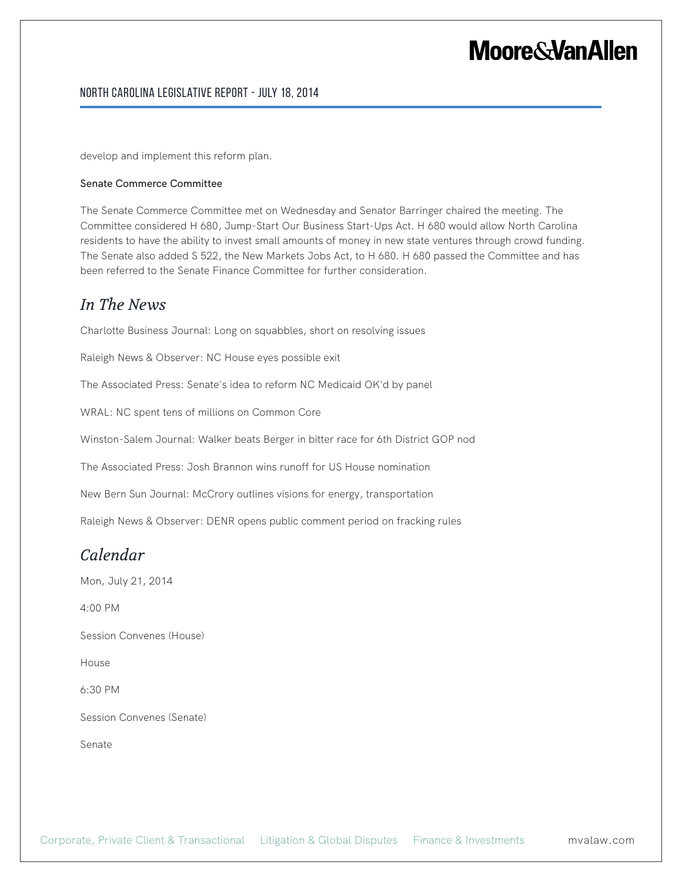develop and implement this reform plan.

Senate Commerce Committee

The Senate Commerce Committee met on Wednesday and Senator Barringer chaired the meeting. The Committee considered H 680, Jump-Start Our Business Start-Ups Act. H 680 would allow North Carolina residents to have the ability to invest small amounts of money in new state ventures through crowd funding. The Senate also added S 522, the New Markets Jobs Act, to H 680. H 680 passed the Committee and has been referred to the Senate Finance Committee for further consideration.

## *In The News*

Charlotte Business Journal: Long on squabbles, short on resolving issues

Raleigh News & Observer: NC House eyes possible exit

The Associated Press: Senate's idea to reform NC Medicaid OK'd by panel

WRAL: NC spent tens of millions on Common Core

Winston-Salem Journal: Walker beats Berger in bitter race for 6th District GOP nod

The Associated Press: Josh Brannon wins runoff for US House nomination

New Bern Sun Journal: McCrory outlines visions for energy, transportation

Raleigh News & Observer: DENR opens public comment period on fracking rules

## *Calendar*

Mon, July 21, 2014

4:00 PM

Session Convenes (House)

House

6:30 PM

Session Convenes (Senate)

Senate